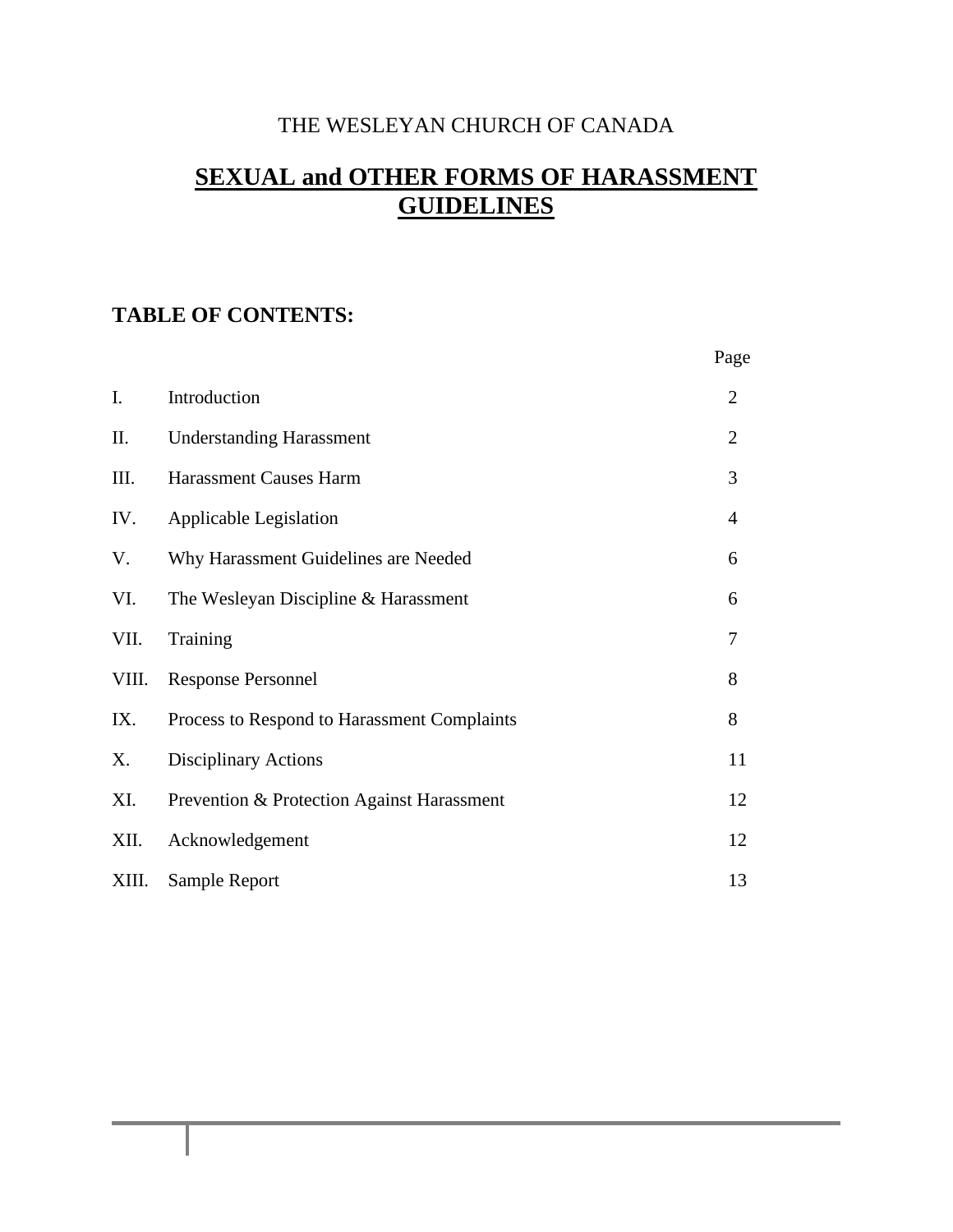THE WESLEYAN CHURCH OF CANADA

# SEXUAL and OTHER FORMS OF HARASSMENT GUIDELINES

## TABLE OF CONTENTS:

| | | Page |
|---|---|---|
| I. | Introduction | 2 |
| II. | Understanding Harassment | 2 |
| III. | Harassment Causes Harm | 3 |
| IV. | Applicable Legislation | 4 |
| V. | Why Harassment Guidelines are Needed | 6 |
| VI. | The Wesleyan Discipline & Harassment | 6 |
| VII. | Training | 7 |
| VIII. | Response Personnel | 8 |
| IX. | Process to Respond to Harassment Complaints | 8 |
| X. | Disciplinary Actions | 11 |
| XI. | Prevention & Protection Against Harassment | 12 |
| XII. | Acknowledgement | 12 |
| XIII. | Sample Report | 13 |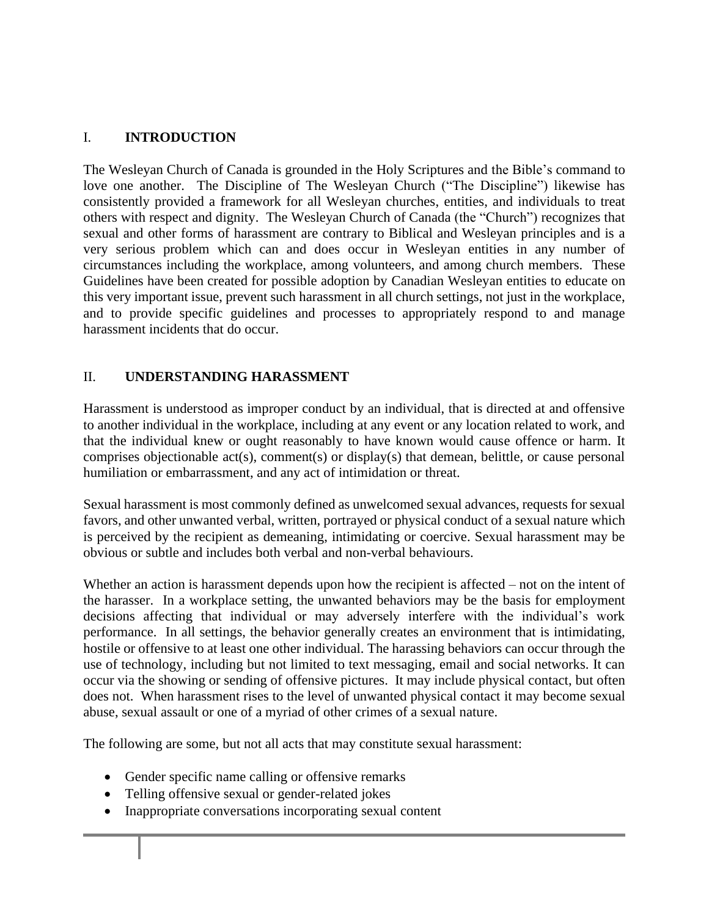## I. INTRODUCTION

The Wesleyan Church of Canada is grounded in the Holy Scriptures and the Bible's command to love one another. The Discipline of The Wesleyan Church ("The Discipline") likewise has consistently provided a framework for all Wesleyan churches, entities, and individuals to treat others with respect and dignity. The Wesleyan Church of Canada (the "Church") recognizes that sexual and other forms of harassment are contrary to Biblical and Wesleyan principles and is a very serious problem which can and does occur in Wesleyan entities in any number of circumstances including the workplace, among volunteers, and among church members. These Guidelines have been created for possible adoption by Canadian Wesleyan entities to educate on this very important issue, prevent such harassment in all church settings, not just in the workplace, and to provide specific guidelines and processes to appropriately respond to and manage harassment incidents that do occur.

## II. UNDERSTANDING HARASSMENT

Harassment is understood as improper conduct by an individual, that is directed at and offensive to another individual in the workplace, including at any event or any location related to work, and that the individual knew or ought reasonably to have known would cause offence or harm. It comprises objectionable act(s), comment(s) or display(s) that demean, belittle, or cause personal humiliation or embarrassment, and any act of intimidation or threat.

Sexual harassment is most commonly defined as unwelcomed sexual advances, requests for sexual favors, and other unwanted verbal, written, portrayed or physical conduct of a sexual nature which is perceived by the recipient as demeaning, intimidating or coercive. Sexual harassment may be obvious or subtle and includes both verbal and non-verbal behaviours.

Whether an action is harassment depends upon how the recipient is affected – not on the intent of the harasser. In a workplace setting, the unwanted behaviors may be the basis for employment decisions affecting that individual or may adversely interfere with the individual's work performance. In all settings, the behavior generally creates an environment that is intimidating, hostile or offensive to at least one other individual. The harassing behaviors can occur through the use of technology, including but not limited to text messaging, email and social networks. It can occur via the showing or sending of offensive pictures. It may include physical contact, but often does not. When harassment rises to the level of unwanted physical contact it may become sexual abuse, sexual assault or one of a myriad of other crimes of a sexual nature.

The following are some, but not all acts that may constitute sexual harassment:

- Gender specific name calling or offensive remarks
- Telling offensive sexual or gender-related jokes
- Inappropriate conversations incorporating sexual content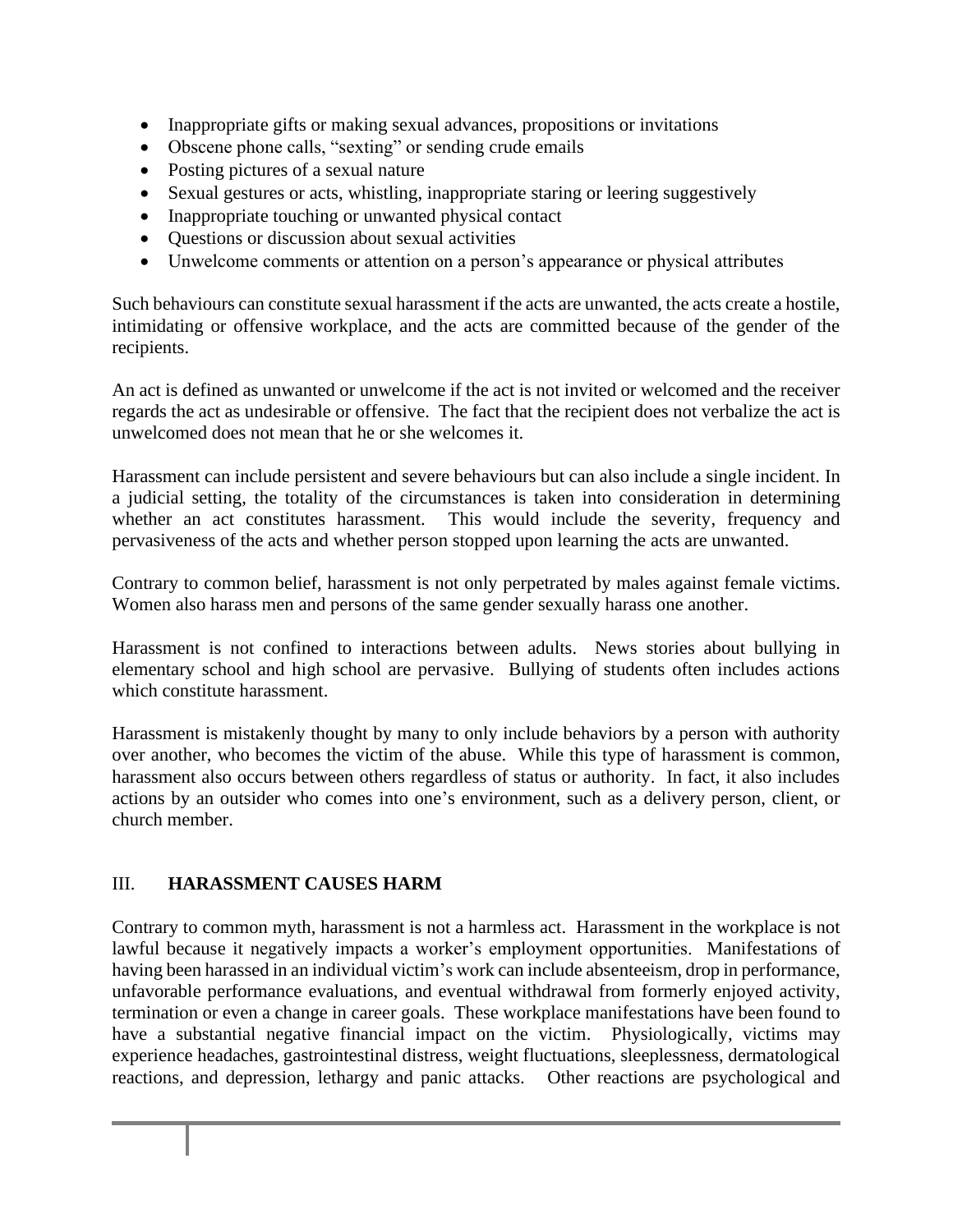- Inappropriate gifts or making sexual advances, propositions or invitations
- Obscene phone calls, "sexting" or sending crude emails
- Posting pictures of a sexual nature
- Sexual gestures or acts, whistling, inappropriate staring or leering suggestively
- Inappropriate touching or unwanted physical contact
- Questions or discussion about sexual activities
- Unwelcome comments or attention on a person's appearance or physical attributes

Such behaviours can constitute sexual harassment if the acts are unwanted, the acts create a hostile, intimidating or offensive workplace, and the acts are committed because of the gender of the recipients.

An act is defined as unwanted or unwelcome if the act is not invited or welcomed and the receiver regards the act as undesirable or offensive. The fact that the recipient does not verbalize the act is unwelcomed does not mean that he or she welcomes it.

Harassment can include persistent and severe behaviours but can also include a single incident. In a judicial setting, the totality of the circumstances is taken into consideration in determining whether an act constitutes harassment. This would include the severity, frequency and pervasiveness of the acts and whether person stopped upon learning the acts are unwanted.

Contrary to common belief, harassment is not only perpetrated by males against female victims. Women also harass men and persons of the same gender sexually harass one another.

Harassment is not confined to interactions between adults. News stories about bullying in elementary school and high school are pervasive. Bullying of students often includes actions which constitute harassment.

Harassment is mistakenly thought by many to only include behaviors by a person with authority over another, who becomes the victim of the abuse. While this type of harassment is common, harassment also occurs between others regardless of status or authority. In fact, it also includes actions by an outsider who comes into one's environment, such as a delivery person, client, or church member.

## III. **HARASSMENT CAUSES HARM**

Contrary to common myth, harassment is not a harmless act. Harassment in the workplace is not lawful because it negatively impacts a worker's employment opportunities. Manifestations of having been harassed in an individual victim's work can include absenteeism, drop in performance, unfavorable performance evaluations, and eventual withdrawal from formerly enjoyed activity, termination or even a change in career goals. These workplace manifestations have been found to have a substantial negative financial impact on the victim. Physiologically, victims may experience headaches, gastrointestinal distress, weight fluctuations, sleeplessness, dermatological reactions, and depression, lethargy and panic attacks. Other reactions are psychological and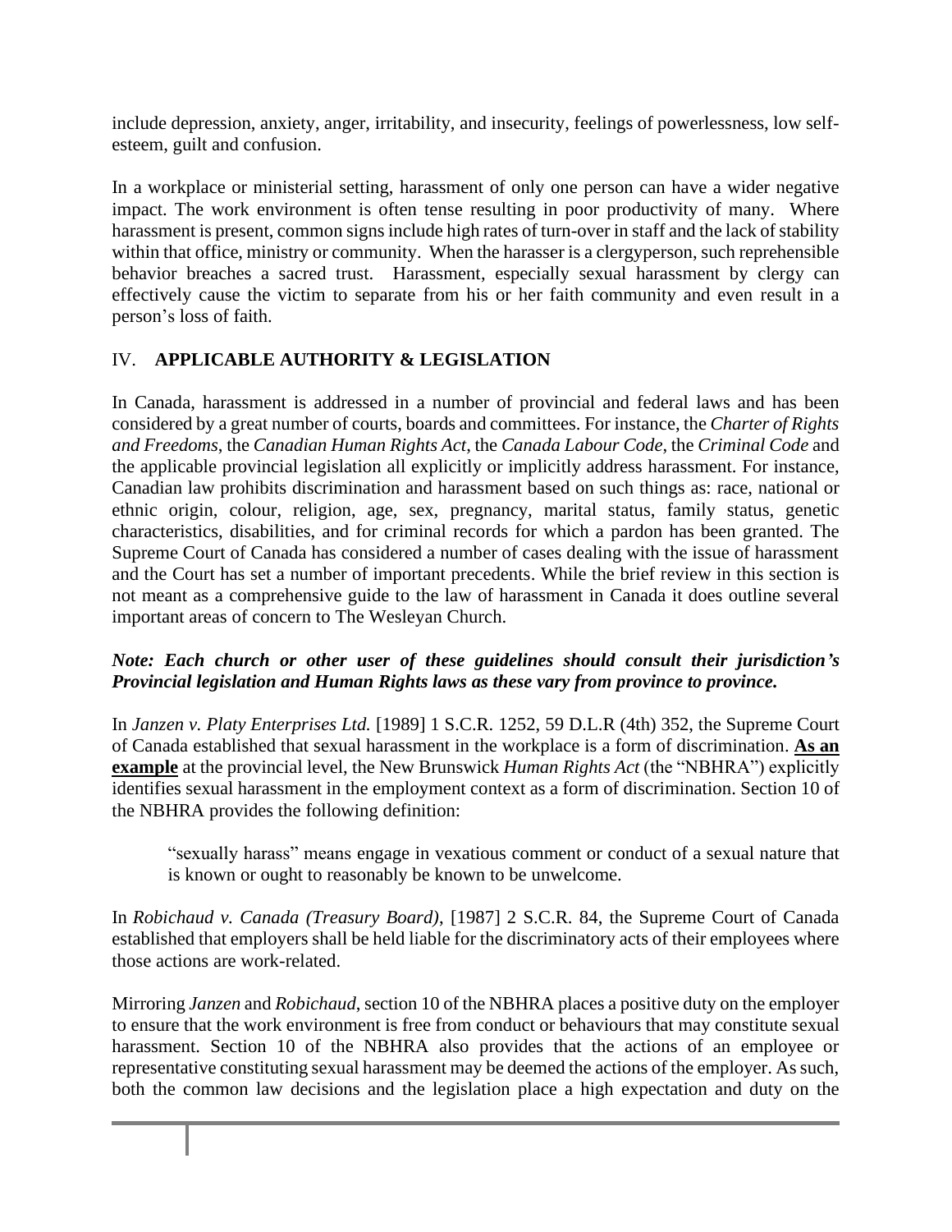include depression, anxiety, anger, irritability, and insecurity, feelings of powerlessness, low self-esteem, guilt and confusion.

In a workplace or ministerial setting, harassment of only one person can have a wider negative impact. The work environment is often tense resulting in poor productivity of many. Where harassment is present, common signs include high rates of turn-over in staff and the lack of stability within that office, ministry or community. When the harasser is a clergyperson, such reprehensible behavior breaches a sacred trust. Harassment, especially sexual harassment by clergy can effectively cause the victim to separate from his or her faith community and even result in a person's loss of faith.

## IV. **APPLICABLE AUTHORITY & LEGISLATION**

In Canada, harassment is addressed in a number of provincial and federal laws and has been considered by a great number of courts, boards and committees. For instance, the *Charter of Rights and Freedoms*, the *Canadian Human Rights Act*, the *Canada Labour Code*, the *Criminal Code* and the applicable provincial legislation all explicitly or implicitly address harassment. For instance, Canadian law prohibits discrimination and harassment based on such things as: race, national or ethnic origin, colour, religion, age, sex, pregnancy, marital status, family status, genetic characteristics, disabilities, and for criminal records for which a pardon has been granted. The Supreme Court of Canada has considered a number of cases dealing with the issue of harassment and the Court has set a number of important precedents. While the brief review in this section is not meant as a comprehensive guide to the law of harassment in Canada it does outline several important areas of concern to The Wesleyan Church.

***Note: Each church or other user of these guidelines should consult their jurisdiction's Provincial legislation and Human Rights laws as these vary from province to province.***

In *Janzen v. Platy Enterprises Ltd.* [1989] 1 S.C.R. 1252, 59 D.L.R (4th) 352, the Supreme Court of Canada established that sexual harassment in the workplace is a form of discrimination. **As an example** at the provincial level, the New Brunswick *Human Rights Act* (the "NBHRA") explicitly identifies sexual harassment in the employment context as a form of discrimination. Section 10 of the NBHRA provides the following definition:

> "sexually harass" means engage in vexatious comment or conduct of a sexual nature that is known or ought to reasonably be known to be unwelcome.

In *Robichaud v. Canada (Treasury Board)*, [1987] 2 S.C.R. 84, the Supreme Court of Canada established that employers shall be held liable for the discriminatory acts of their employees where those actions are work-related.

Mirroring *Janzen* and *Robichaud*, section 10 of the NBHRA places a positive duty on the employer to ensure that the work environment is free from conduct or behaviours that may constitute sexual harassment. Section 10 of the NBHRA also provides that the actions of an employee or representative constituting sexual harassment may be deemed the actions of the employer. As such, both the common law decisions and the legislation place a high expectation and duty on the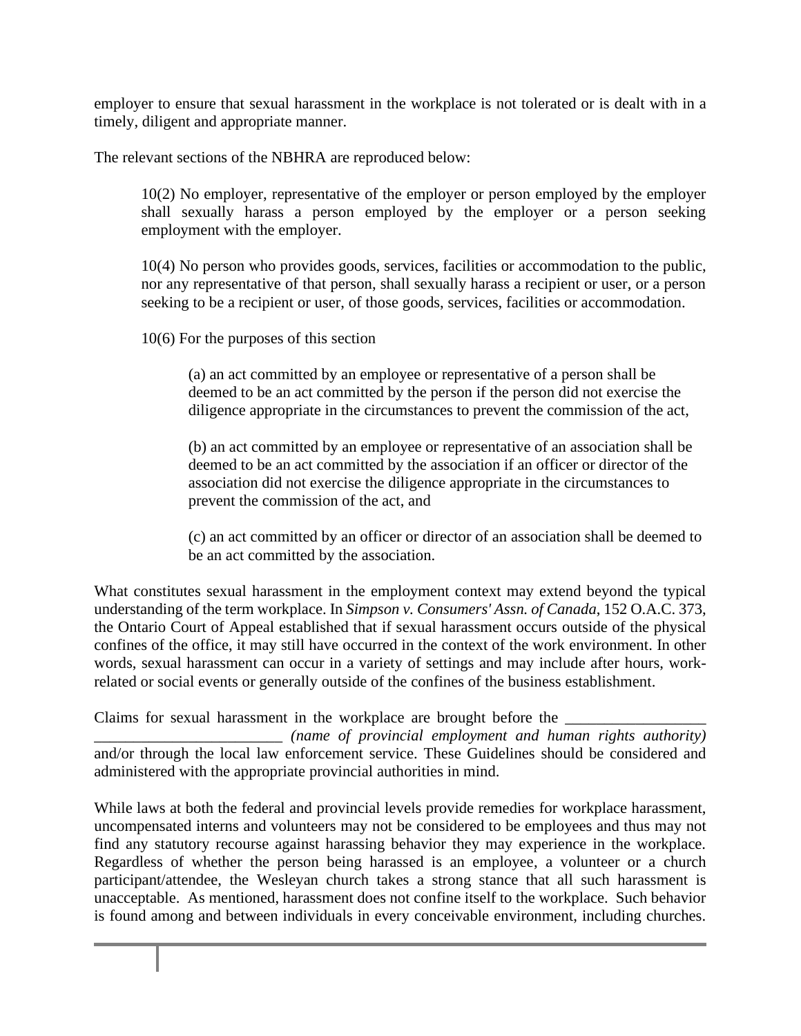employer to ensure that sexual harassment in the workplace is not tolerated or is dealt with in a timely, diligent and appropriate manner.

The relevant sections of the NBHRA are reproduced below:

> 10(2) No employer, representative of the employer or person employed by the employer shall sexually harass a person employed by the employer or a person seeking employment with the employer.
>
> 10(4) No person who provides goods, services, facilities or accommodation to the public, nor any representative of that person, shall sexually harass a recipient or user, or a person seeking to be a recipient or user, of those goods, services, facilities or accommodation.
>
> 10(6) For the purposes of this section
>
> > (a) an act committed by an employee or representative of a person shall be deemed to be an act committed by the person if the person did not exercise the diligence appropriate in the circumstances to prevent the commission of the act,
> >
> > (b) an act committed by an employee or representative of an association shall be deemed to be an act committed by the association if an officer or director of the association did not exercise the diligence appropriate in the circumstances to prevent the commission of the act, and
> >
> > (c) an act committed by an officer or director of an association shall be deemed to be an act committed by the association.

What constitutes sexual harassment in the employment context may extend beyond the typical understanding of the term workplace. In *Simpson v. Consumers' Assn. of Canada*, 152 O.A.C. 373, the Ontario Court of Appeal established that if sexual harassment occurs outside of the physical confines of the office, it may still have occurred in the context of the work environment. In other words, sexual harassment can occur in a variety of settings and may include after hours, work-related or social events or generally outside of the confines of the business establishment.

Claims for sexual harassment in the workplace are brought before the __________________ ________________________ *(name of provincial employment and human rights authority)* and/or through the local law enforcement service. These Guidelines should be considered and administered with the appropriate provincial authorities in mind.

While laws at both the federal and provincial levels provide remedies for workplace harassment, uncompensated interns and volunteers may not be considered to be employees and thus may not find any statutory recourse against harassing behavior they may experience in the workplace. Regardless of whether the person being harassed is an employee, a volunteer or a church participant/attendee, the Wesleyan church takes a strong stance that all such harassment is unacceptable. As mentioned, harassment does not confine itself to the workplace. Such behavior is found among and between individuals in every conceivable environment, including churches.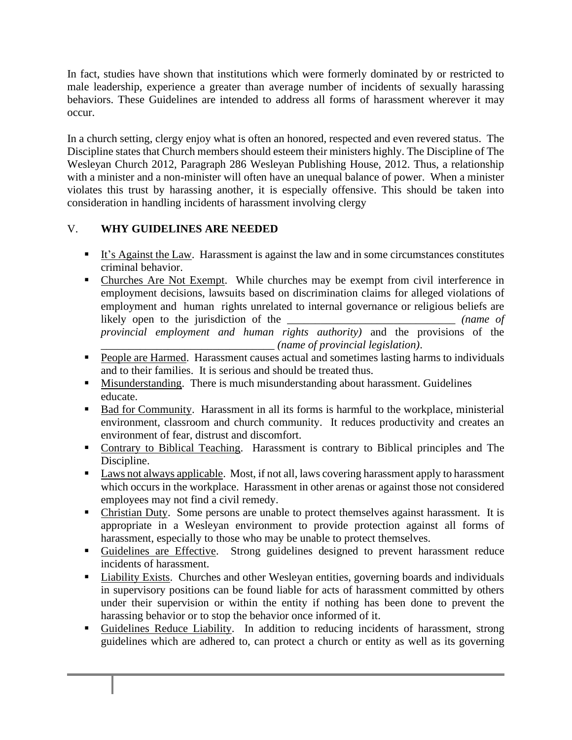In fact, studies have shown that institutions which were formerly dominated by or restricted to male leadership, experience a greater than average number of incidents of sexually harassing behaviors. These Guidelines are intended to address all forms of harassment wherever it may occur.

In a church setting, clergy enjoy what is often an honored, respected and even revered status. The Discipline states that Church members should esteem their ministers highly. The Discipline of The Wesleyan Church 2012, Paragraph 286 Wesleyan Publishing House, 2012. Thus, a relationship with a minister and a non-minister will often have an unequal balance of power. When a minister violates this trust by harassing another, it is especially offensive. This should be taken into consideration in handling incidents of harassment involving clergy

## V. WHY GUIDELINES ARE NEEDED

- <u>It's Against the Law</u>. Harassment is against the law and in some circumstances constitutes criminal behavior.
- <u>Churches Are Not Exempt</u>. While churches may be exempt from civil interference in employment decisions, lawsuits based on discrimination claims for alleged violations of employment and human rights unrelated to internal governance or religious beliefs are likely open to the jurisdiction of the ______________________________ *(name of provincial employment and human rights authority)* and the provisions of the ______________________________ *(name of provincial legislation)*.
- <u>People are Harmed</u>. Harassment causes actual and sometimes lasting harms to individuals and to their families. It is serious and should be treated thus.
- <u>Misunderstanding</u>. There is much misunderstanding about harassment. Guidelines educate.
- <u>Bad for Community</u>. Harassment in all its forms is harmful to the workplace, ministerial environment, classroom and church community. It reduces productivity and creates an environment of fear, distrust and discomfort.
- <u>Contrary to Biblical Teaching</u>. Harassment is contrary to Biblical principles and The Discipline.
- <u>Laws not always applicable</u>. Most, if not all, laws covering harassment apply to harassment which occurs in the workplace. Harassment in other arenas or against those not considered employees may not find a civil remedy.
- <u>Christian Duty</u>. Some persons are unable to protect themselves against harassment. It is appropriate in a Wesleyan environment to provide protection against all forms of harassment, especially to those who may be unable to protect themselves.
- <u>Guidelines are Effective</u>. Strong guidelines designed to prevent harassment reduce incidents of harassment.
- <u>Liability Exists</u>. Churches and other Wesleyan entities, governing boards and individuals in supervisory positions can be found liable for acts of harassment committed by others under their supervision or within the entity if nothing has been done to prevent the harassing behavior or to stop the behavior once informed of it.
- <u>Guidelines Reduce Liability</u>. In addition to reducing incidents of harassment, strong guidelines which are adhered to, can protect a church or entity as well as its governing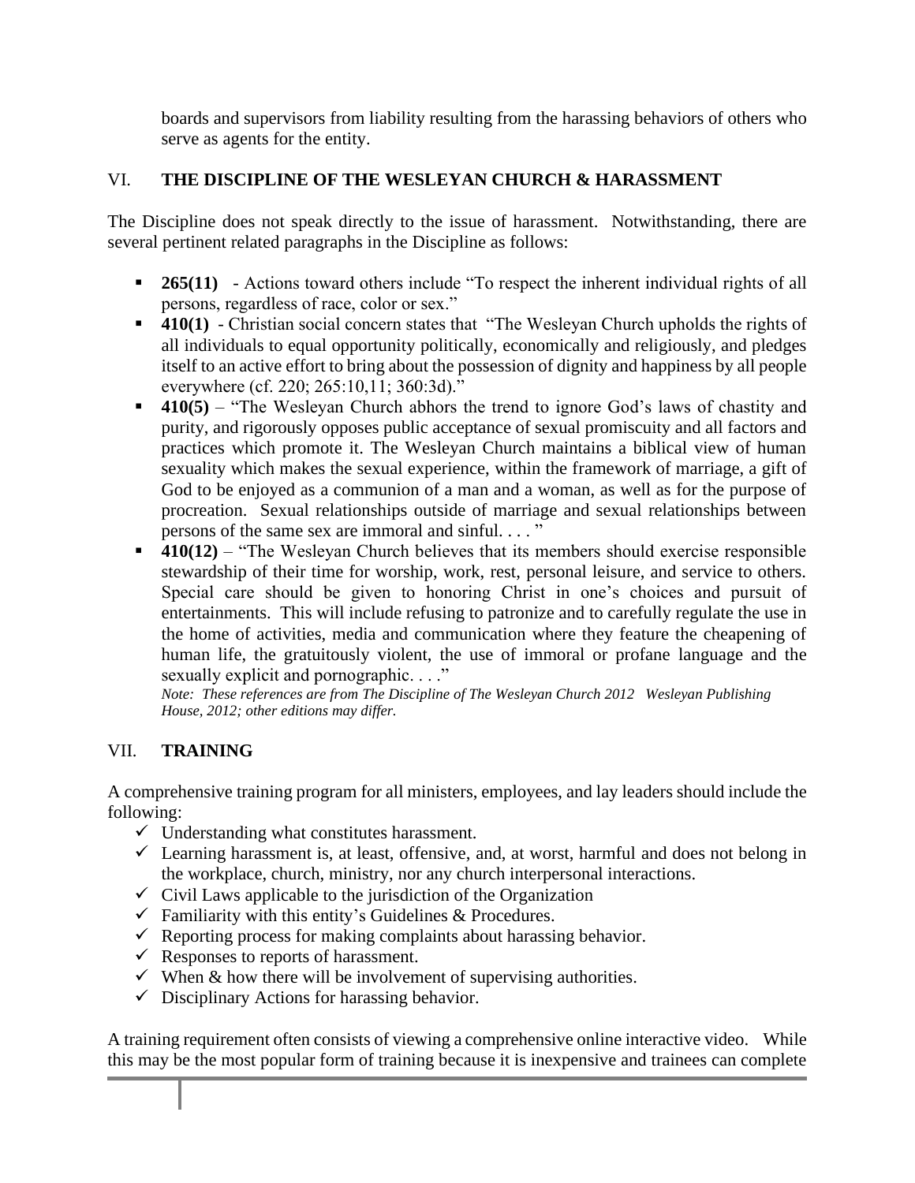boards and supervisors from liability resulting from the harassing behaviors of others who serve as agents for the entity.

## VI. THE DISCIPLINE OF THE WESLEYAN CHURCH & HARASSMENT

The Discipline does not speak directly to the issue of harassment. Notwithstanding, there are several pertinent related paragraphs in the Discipline as follows:

- **265(11)** - Actions toward others include "To respect the inherent individual rights of all persons, regardless of race, color or sex."
- **410(1)** - Christian social concern states that "The Wesleyan Church upholds the rights of all individuals to equal opportunity politically, economically and religiously, and pledges itself to an active effort to bring about the possession of dignity and happiness by all people everywhere (cf. 220; 265:10,11; 360:3d)."
- **410(5)** – "The Wesleyan Church abhors the trend to ignore God's laws of chastity and purity, and rigorously opposes public acceptance of sexual promiscuity and all factors and practices which promote it. The Wesleyan Church maintains a biblical view of human sexuality which makes the sexual experience, within the framework of marriage, a gift of God to be enjoyed as a communion of a man and a woman, as well as for the purpose of procreation. Sexual relationships outside of marriage and sexual relationships between persons of the same sex are immoral and sinful. . . . "
- **410(12)** – "The Wesleyan Church believes that its members should exercise responsible stewardship of their time for worship, work, rest, personal leisure, and service to others. Special care should be given to honoring Christ in one's choices and pursuit of entertainments. This will include refusing to patronize and to carefully regulate the use in the home of activities, media and communication where they feature the cheapening of human life, the gratuitously violent, the use of immoral or profane language and the sexually explicit and pornographic. . . ."

  *Note: These references are from The Discipline of The Wesleyan Church 2012 Wesleyan Publishing House, 2012; other editions may differ.*

## VII. TRAINING

A comprehensive training program for all ministers, employees, and lay leaders should include the following:

- ✓ Understanding what constitutes harassment.
- ✓ Learning harassment is, at least, offensive, and, at worst, harmful and does not belong in the workplace, church, ministry, nor any church interpersonal interactions.
- ✓ Civil Laws applicable to the jurisdiction of the Organization
- ✓ Familiarity with this entity's Guidelines & Procedures.
- ✓ Reporting process for making complaints about harassing behavior.
- ✓ Responses to reports of harassment.
- ✓ When & how there will be involvement of supervising authorities.
- ✓ Disciplinary Actions for harassing behavior.

A training requirement often consists of viewing a comprehensive online interactive video. While this may be the most popular form of training because it is inexpensive and trainees can complete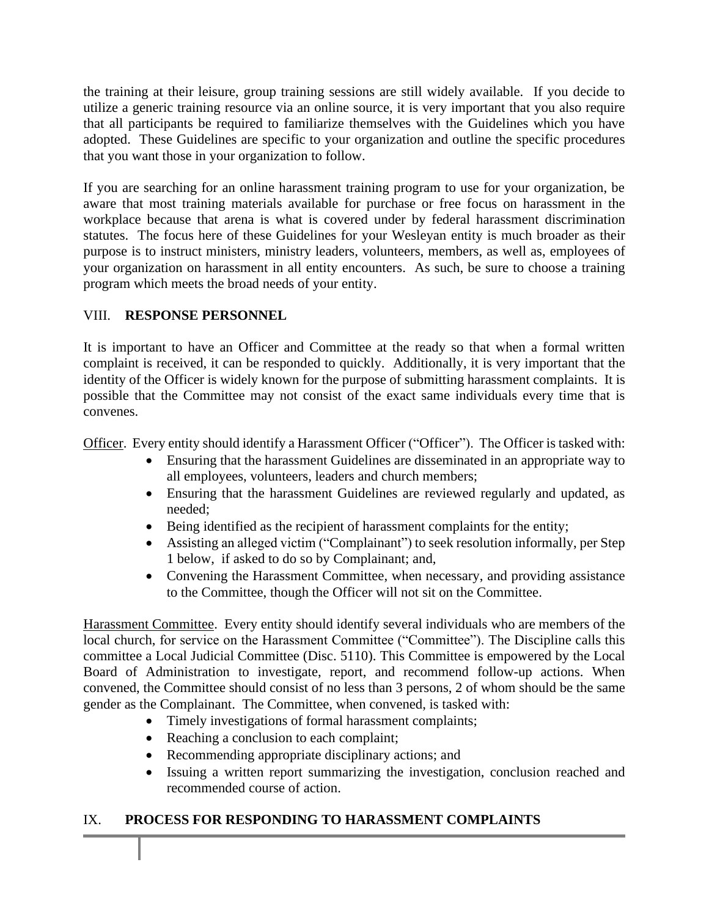the training at their leisure, group training sessions are still widely available. If you decide to utilize a generic training resource via an online source, it is very important that you also require that all participants be required to familiarize themselves with the Guidelines which you have adopted. These Guidelines are specific to your organization and outline the specific procedures that you want those in your organization to follow.

If you are searching for an online harassment training program to use for your organization, be aware that most training materials available for purchase or free focus on harassment in the workplace because that arena is what is covered under by federal harassment discrimination statutes. The focus here of these Guidelines for your Wesleyan entity is much broader as their purpose is to instruct ministers, ministry leaders, volunteers, members, as well as, employees of your organization on harassment in all entity encounters. As such, be sure to choose a training program which meets the broad needs of your entity.

## VIII. **RESPONSE PERSONNEL**

It is important to have an Officer and Committee at the ready so that when a formal written complaint is received, it can be responded to quickly. Additionally, it is very important that the identity of the Officer is widely known for the purpose of submitting harassment complaints. It is possible that the Committee may not consist of the exact same individuals every time that is convenes.

<u>Officer</u>. Every entity should identify a Harassment Officer ("Officer"). The Officer is tasked with:

- Ensuring that the harassment Guidelines are disseminated in an appropriate way to all employees, volunteers, leaders and church members;
- Ensuring that the harassment Guidelines are reviewed regularly and updated, as needed;
- Being identified as the recipient of harassment complaints for the entity;
- Assisting an alleged victim ("Complainant") to seek resolution informally, per Step 1 below, if asked to do so by Complainant; and,
- Convening the Harassment Committee, when necessary, and providing assistance to the Committee, though the Officer will not sit on the Committee.

<u>Harassment Committee</u>. Every entity should identify several individuals who are members of the local church, for service on the Harassment Committee ("Committee"). The Discipline calls this committee a Local Judicial Committee (Disc. 5110). This Committee is empowered by the Local Board of Administration to investigate, report, and recommend follow-up actions. When convened, the Committee should consist of no less than 3 persons, 2 of whom should be the same gender as the Complainant. The Committee, when convened, is tasked with:

- Timely investigations of formal harassment complaints;
- Reaching a conclusion to each complaint;
- Recommending appropriate disciplinary actions; and
- Issuing a written report summarizing the investigation, conclusion reached and recommended course of action.

## IX. **PROCESS FOR RESPONDING TO HARASSMENT COMPLAINTS**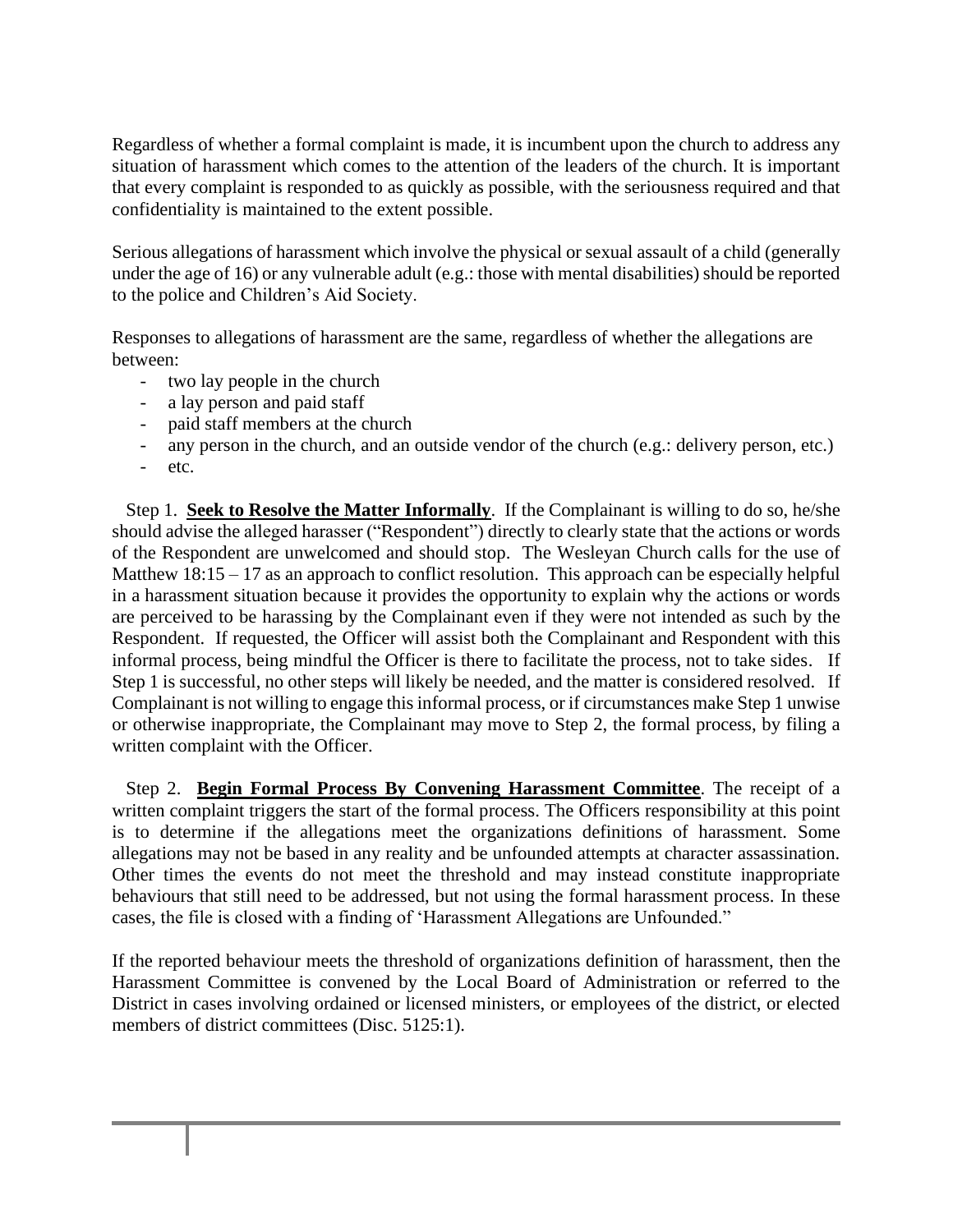Regardless of whether a formal complaint is made, it is incumbent upon the church to address any situation of harassment which comes to the attention of the leaders of the church. It is important that every complaint is responded to as quickly as possible, with the seriousness required and that confidentiality is maintained to the extent possible.

Serious allegations of harassment which involve the physical or sexual assault of a child (generally under the age of 16) or any vulnerable adult (e.g.: those with mental disabilities) should be reported to the police and Children's Aid Society.

Responses to allegations of harassment are the same, regardless of whether the allegations are between:

- two lay people in the church
- a lay person and paid staff
- paid staff members at the church
- any person in the church, and an outside vendor of the church (e.g.: delivery person, etc.)
- etc.

Step 1. **Seek to Resolve the Matter Informally**. If the Complainant is willing to do so, he/she should advise the alleged harasser ("Respondent") directly to clearly state that the actions or words of the Respondent are unwelcomed and should stop. The Wesleyan Church calls for the use of Matthew 18:15 – 17 as an approach to conflict resolution. This approach can be especially helpful in a harassment situation because it provides the opportunity to explain why the actions or words are perceived to be harassing by the Complainant even if they were not intended as such by the Respondent. If requested, the Officer will assist both the Complainant and Respondent with this informal process, being mindful the Officer is there to facilitate the process, not to take sides. If Step 1 is successful, no other steps will likely be needed, and the matter is considered resolved. If Complainant is not willing to engage this informal process, or if circumstances make Step 1 unwise or otherwise inappropriate, the Complainant may move to Step 2, the formal process, by filing a written complaint with the Officer.

Step 2. **Begin Formal Process By Convening Harassment Committee**. The receipt of a written complaint triggers the start of the formal process. The Officers responsibility at this point is to determine if the allegations meet the organizations definitions of harassment. Some allegations may not be based in any reality and be unfounded attempts at character assassination. Other times the events do not meet the threshold and may instead constitute inappropriate behaviours that still need to be addressed, but not using the formal harassment process. In these cases, the file is closed with a finding of 'Harassment Allegations are Unfounded."

If the reported behaviour meets the threshold of organizations definition of harassment, then the Harassment Committee is convened by the Local Board of Administration or referred to the District in cases involving ordained or licensed ministers, or employees of the district, or elected members of district committees (Disc. 5125:1).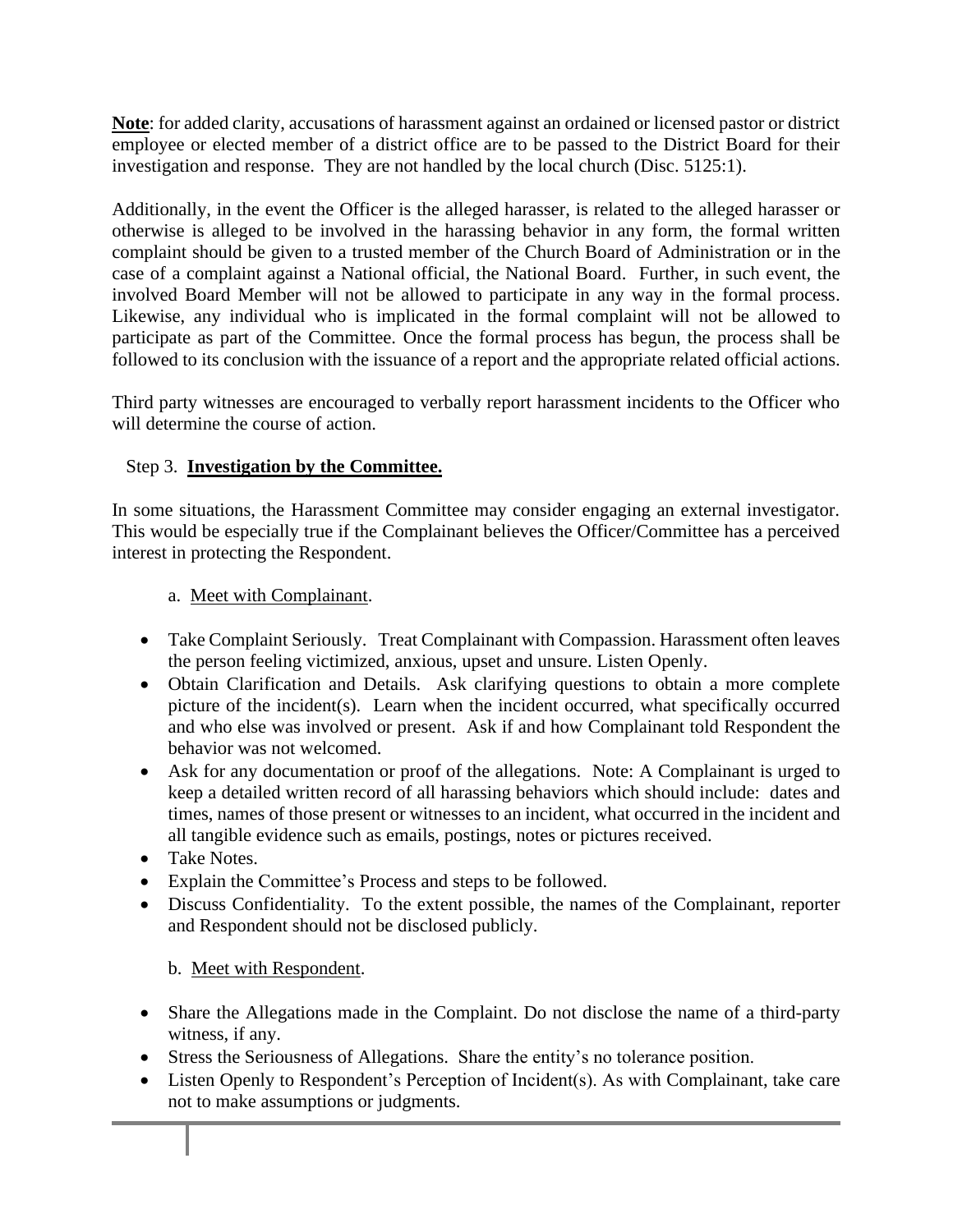**Note**: for added clarity, accusations of harassment against an ordained or licensed pastor or district employee or elected member of a district office are to be passed to the District Board for their investigation and response. They are not handled by the local church (Disc. 5125:1).

Additionally, in the event the Officer is the alleged harasser, is related to the alleged harasser or otherwise is alleged to be involved in the harassing behavior in any form, the formal written complaint should be given to a trusted member of the Church Board of Administration or in the case of a complaint against a National official, the National Board. Further, in such event, the involved Board Member will not be allowed to participate in any way in the formal process. Likewise, any individual who is implicated in the formal complaint will not be allowed to participate as part of the Committee. Once the formal process has begun, the process shall be followed to its conclusion with the issuance of a report and the appropriate related official actions.

Third party witnesses are encouraged to verbally report harassment incidents to the Officer who will determine the course of action.

Step 3. **Investigation by the Committee.**

In some situations, the Harassment Committee may consider engaging an external investigator. This would be especially true if the Complainant believes the Officer/Committee has a perceived interest in protecting the Respondent.

a. Meet with Complainant.

- Take Complaint Seriously. Treat Complainant with Compassion. Harassment often leaves the person feeling victimized, anxious, upset and unsure. Listen Openly.
- Obtain Clarification and Details. Ask clarifying questions to obtain a more complete picture of the incident(s). Learn when the incident occurred, what specifically occurred and who else was involved or present. Ask if and how Complainant told Respondent the behavior was not welcomed.
- Ask for any documentation or proof of the allegations. Note: A Complainant is urged to keep a detailed written record of all harassing behaviors which should include: dates and times, names of those present or witnesses to an incident, what occurred in the incident and all tangible evidence such as emails, postings, notes or pictures received.
- Take Notes.
- Explain the Committee's Process and steps to be followed.
- Discuss Confidentiality. To the extent possible, the names of the Complainant, reporter and Respondent should not be disclosed publicly.

b. Meet with Respondent.

- Share the Allegations made in the Complaint. Do not disclose the name of a third-party witness, if any.
- Stress the Seriousness of Allegations. Share the entity's no tolerance position.
- Listen Openly to Respondent's Perception of Incident(s). As with Complainant, take care not to make assumptions or judgments.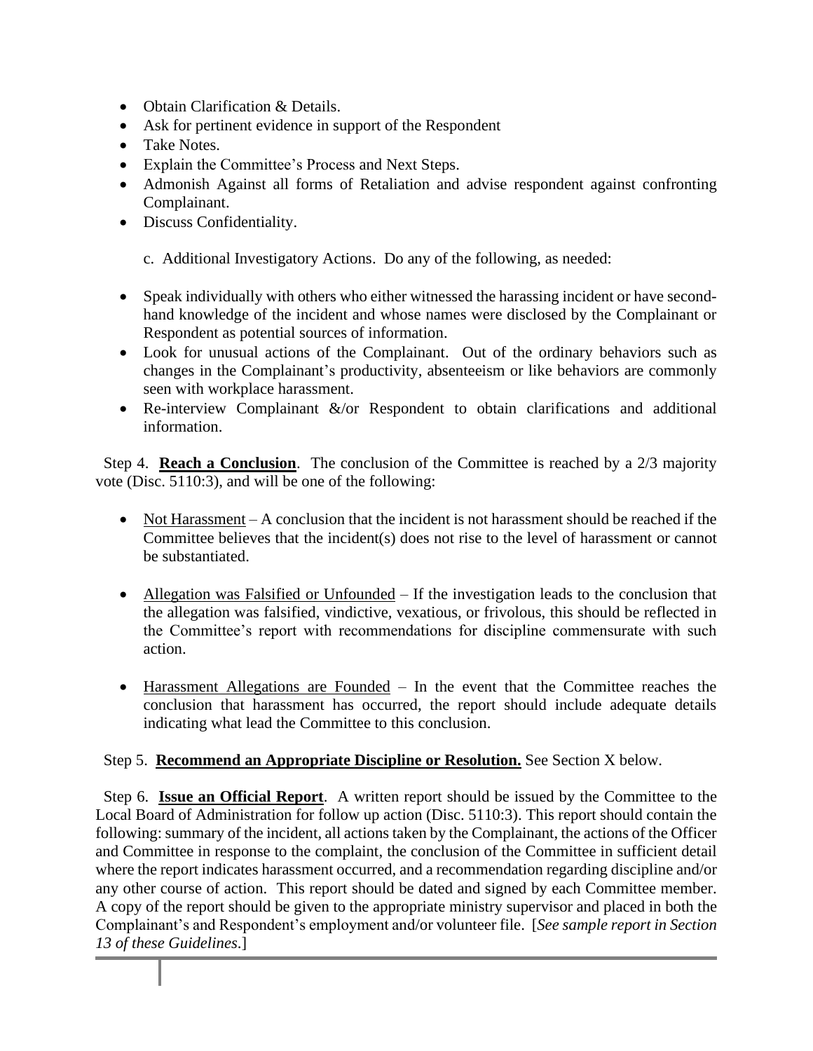- Obtain Clarification & Details.
- Ask for pertinent evidence in support of the Respondent
- Take Notes.
- Explain the Committee's Process and Next Steps.
- Admonish Against all forms of Retaliation and advise respondent against confronting Complainant.
- Discuss Confidentiality.

c. Additional Investigatory Actions. Do any of the following, as needed:

- Speak individually with others who either witnessed the harassing incident or have second-hand knowledge of the incident and whose names were disclosed by the Complainant or Respondent as potential sources of information.
- Look for unusual actions of the Complainant. Out of the ordinary behaviors such as changes in the Complainant's productivity, absenteeism or like behaviors are commonly seen with workplace harassment.
- Re-interview Complainant &/or Respondent to obtain clarifications and additional information.

Step 4. **Reach a Conclusion**. The conclusion of the Committee is reached by a 2/3 majority vote (Disc. 5110:3), and will be one of the following:

- Not Harassment – A conclusion that the incident is not harassment should be reached if the Committee believes that the incident(s) does not rise to the level of harassment or cannot be substantiated.

- Allegation was Falsified or Unfounded – If the investigation leads to the conclusion that the allegation was falsified, vindictive, vexatious, or frivolous, this should be reflected in the Committee's report with recommendations for discipline commensurate with such action.

- Harassment Allegations are Founded – In the event that the Committee reaches the conclusion that harassment has occurred, the report should include adequate details indicating what lead the Committee to this conclusion.

Step 5. **Recommend an Appropriate Discipline or Resolution.** See Section X below.

Step 6. **Issue an Official Report**. A written report should be issued by the Committee to the Local Board of Administration for follow up action (Disc. 5110:3). This report should contain the following: summary of the incident, all actions taken by the Complainant, the actions of the Officer and Committee in response to the complaint, the conclusion of the Committee in sufficient detail where the report indicates harassment occurred, and a recommendation regarding discipline and/or any other course of action. This report should be dated and signed by each Committee member. A copy of the report should be given to the appropriate ministry supervisor and placed in both the Complainant's and Respondent's employment and/or volunteer file. [*See sample report in Section 13 of these Guidelines*.]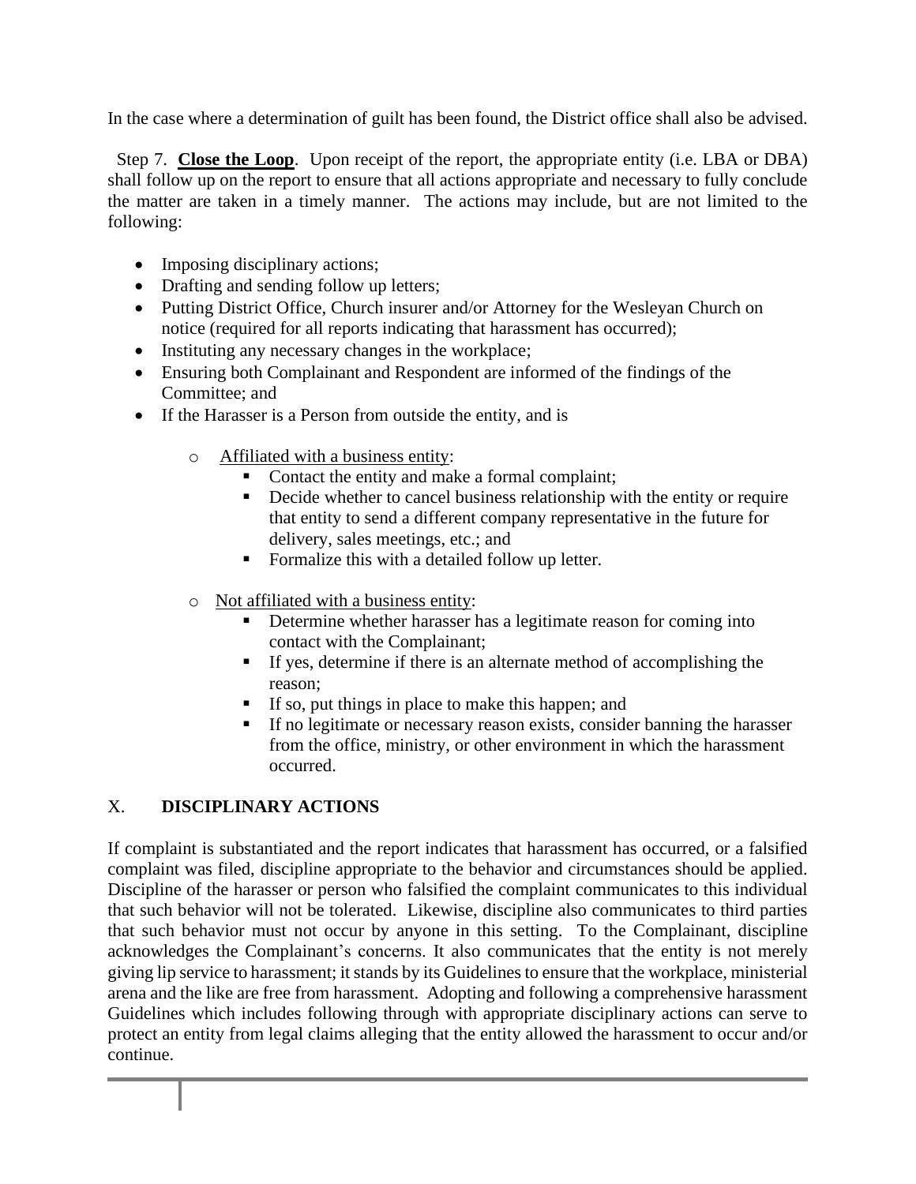In the case where a determination of guilt has been found, the District office shall also be advised.

Step 7. **Close the Loop**. Upon receipt of the report, the appropriate entity (i.e. LBA or DBA) shall follow up on the report to ensure that all actions appropriate and necessary to fully conclude the matter are taken in a timely manner. The actions may include, but are not limited to the following:

- Imposing disciplinary actions;
- Drafting and sending follow up letters;
- Putting District Office, Church insurer and/or Attorney for the Wesleyan Church on notice (required for all reports indicating that harassment has occurred);
- Instituting any necessary changes in the workplace;
- Ensuring both Complainant and Respondent are informed of the findings of the Committee; and
- If the Harasser is a Person from outside the entity, and is
    - Affiliated with a business entity:
        - Contact the entity and make a formal complaint;
        - Decide whether to cancel business relationship with the entity or require that entity to send a different company representative in the future for delivery, sales meetings, etc.; and
        - Formalize this with a detailed follow up letter.
    - Not affiliated with a business entity:
        - Determine whether harasser has a legitimate reason for coming into contact with the Complainant;
        - If yes, determine if there is an alternate method of accomplishing the reason;
        - If so, put things in place to make this happen; and
        - If no legitimate or necessary reason exists, consider banning the harasser from the office, ministry, or other environment in which the harassment occurred.

## X. DISCIPLINARY ACTIONS

If complaint is substantiated and the report indicates that harassment has occurred, or a falsified complaint was filed, discipline appropriate to the behavior and circumstances should be applied. Discipline of the harasser or person who falsified the complaint communicates to this individual that such behavior will not be tolerated. Likewise, discipline also communicates to third parties that such behavior must not occur by anyone in this setting. To the Complainant, discipline acknowledges the Complainant's concerns. It also communicates that the entity is not merely giving lip service to harassment; it stands by its Guidelines to ensure that the workplace, ministerial arena and the like are free from harassment. Adopting and following a comprehensive harassment Guidelines which includes following through with appropriate disciplinary actions can serve to protect an entity from legal claims alleging that the entity allowed the harassment to occur and/or continue.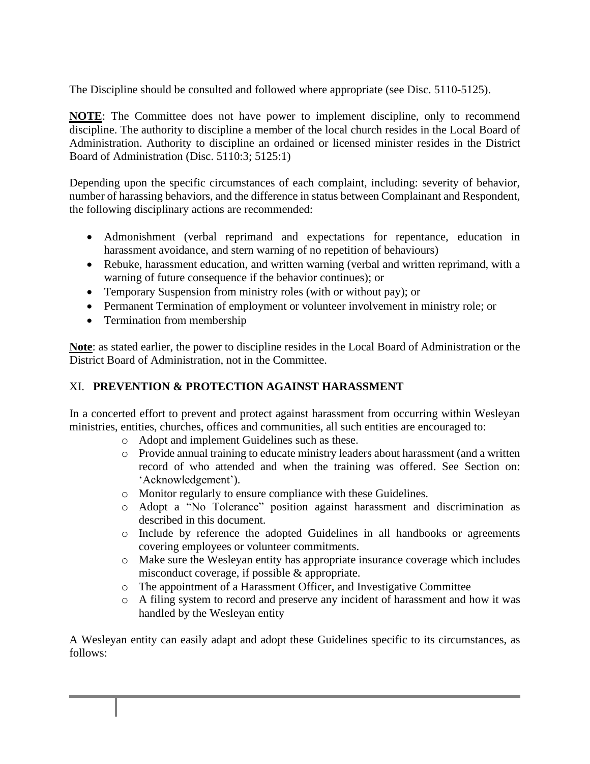The Discipline should be consulted and followed where appropriate (see Disc. 5110-5125).

**NOTE**: The Committee does not have power to implement discipline, only to recommend discipline. The authority to discipline a member of the local church resides in the Local Board of Administration. Authority to discipline an ordained or licensed minister resides in the District Board of Administration (Disc. 5110:3; 5125:1)

Depending upon the specific circumstances of each complaint, including: severity of behavior, number of harassing behaviors, and the difference in status between Complainant and Respondent, the following disciplinary actions are recommended:

- Admonishment (verbal reprimand and expectations for repentance, education in harassment avoidance, and stern warning of no repetition of behaviours)
- Rebuke, harassment education, and written warning (verbal and written reprimand, with a warning of future consequence if the behavior continues); or
- Temporary Suspension from ministry roles (with or without pay); or
- Permanent Termination of employment or volunteer involvement in ministry role; or
- Termination from membership

**Note**: as stated earlier, the power to discipline resides in the Local Board of Administration or the District Board of Administration, not in the Committee.

## XI. PREVENTION & PROTECTION AGAINST HARASSMENT

In a concerted effort to prevent and protect against harassment from occurring within Wesleyan ministries, entities, churches, offices and communities, all such entities are encouraged to:

- Adopt and implement Guidelines such as these.
- Provide annual training to educate ministry leaders about harassment (and a written record of who attended and when the training was offered. See Section on: 'Acknowledgement').
- Monitor regularly to ensure compliance with these Guidelines.
- Adopt a "No Tolerance" position against harassment and discrimination as described in this document.
- Include by reference the adopted Guidelines in all handbooks or agreements covering employees or volunteer commitments.
- Make sure the Wesleyan entity has appropriate insurance coverage which includes misconduct coverage, if possible & appropriate.
- The appointment of a Harassment Officer, and Investigative Committee
- A filing system to record and preserve any incident of harassment and how it was handled by the Wesleyan entity

A Wesleyan entity can easily adapt and adopt these Guidelines specific to its circumstances, as follows: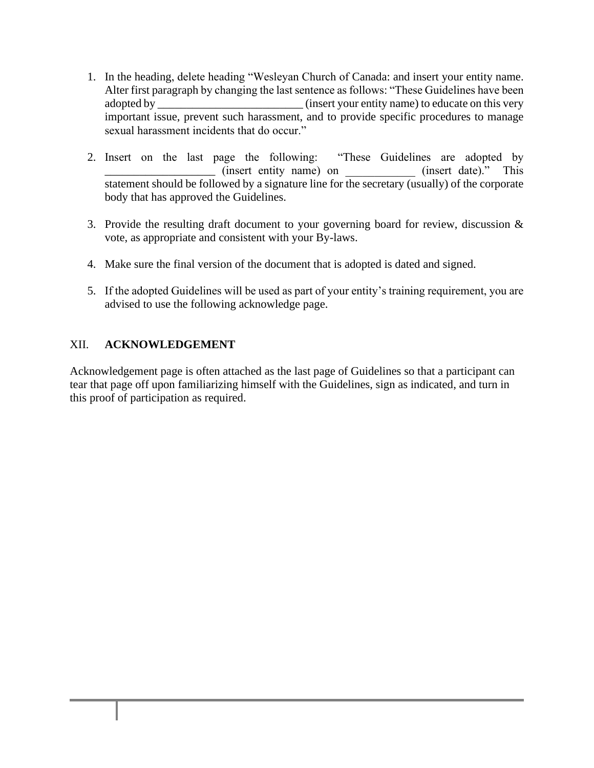1. In the heading, delete heading "Wesleyan Church of Canada: and insert your entity name. Alter first paragraph by changing the last sentence as follows: "These Guidelines have been adopted by _________________________ (insert your entity name) to educate on this very important issue, prevent such harassment, and to provide specific procedures to manage sexual harassment incidents that do occur."

2. Insert on the last page the following: "These Guidelines are adopted by ___________________ (insert entity name) on ____________ (insert date)." This statement should be followed by a signature line for the secretary (usually) of the corporate body that has approved the Guidelines.

3. Provide the resulting draft document to your governing board for review, discussion & vote, as appropriate and consistent with your By-laws.

4. Make sure the final version of the document that is adopted is dated and signed.

5. If the adopted Guidelines will be used as part of your entity's training requirement, you are advised to use the following acknowledge page.

## XII. ACKNOWLEDGEMENT

Acknowledgement page is often attached as the last page of Guidelines so that a participant can tear that page off upon familiarizing himself with the Guidelines, sign as indicated, and turn in this proof of participation as required.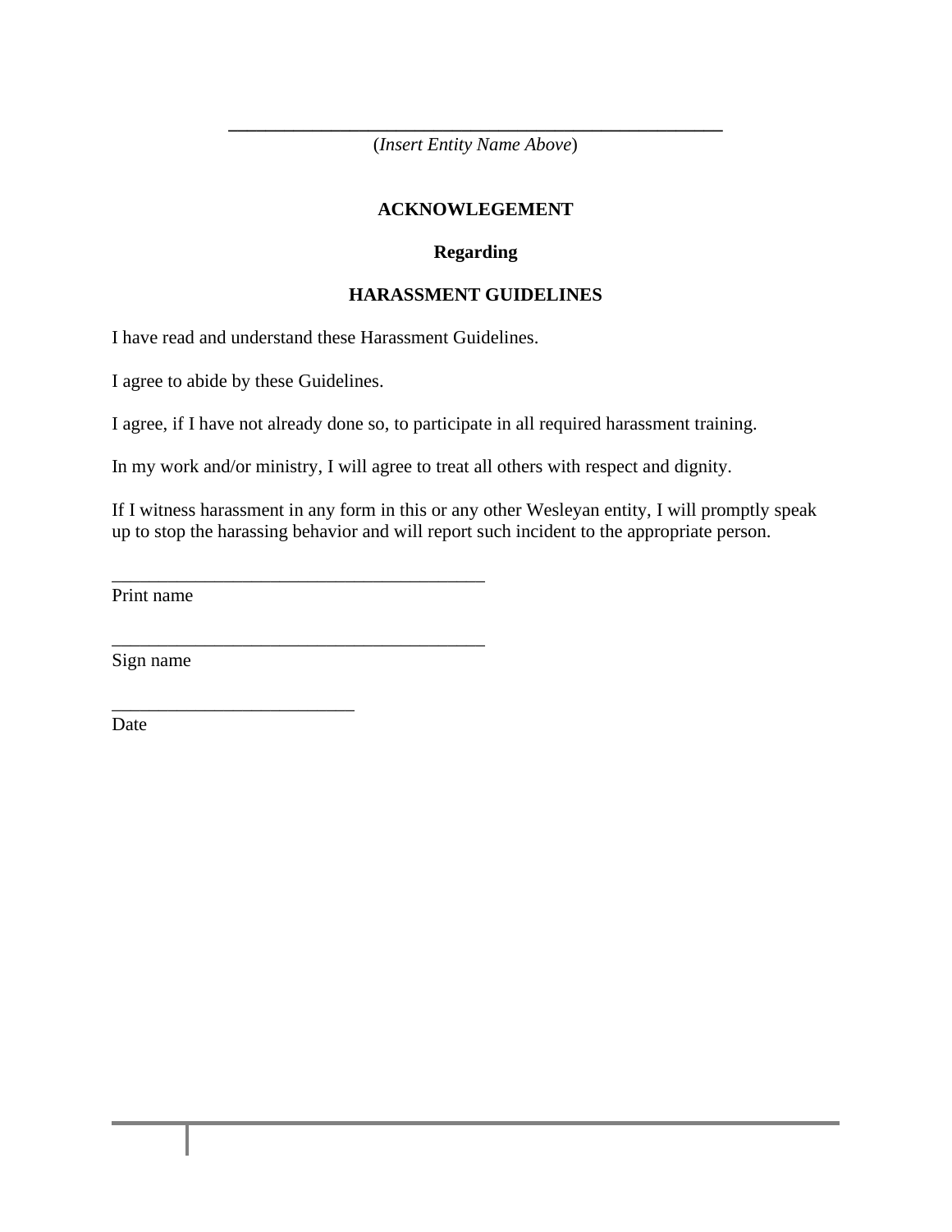\_\_\_\_\_\_\_\_\_\_\_\_\_\_\_\_\_\_\_\_\_\_\_\_\_\_\_\_\_\_\_\_\_\_\_\_\_\_\_\_\_\_\_\_

(*Insert Entity Name Above*)

**ACKNOWLEGEMENT**

**Regarding**

**HARASSMENT GUIDELINES**

I have read and understand these Harassment Guidelines.

I agree to abide by these Guidelines.

I agree, if I have not already done so, to participate in all required harassment training.

In my work and/or ministry, I will agree to treat all others with respect and dignity.

If I witness harassment in any form in this or any other Wesleyan entity, I will promptly speak up to stop the harassing behavior and will report such incident to the appropriate person.

\_\_\_\_\_\_\_\_\_\_\_\_\_\_\_\_\_\_\_\_\_\_\_\_\_\_\_\_\_\_\_\_\_\_\_\_\_\_\_\_

Print name

\_\_\_\_\_\_\_\_\_\_\_\_\_\_\_\_\_\_\_\_\_\_\_\_\_\_\_\_\_\_\_\_\_\_\_\_\_\_\_\_

Sign name

\_\_\_\_\_\_\_\_\_\_\_\_\_\_\_\_\_\_\_\_\_\_\_\_\_\_

Date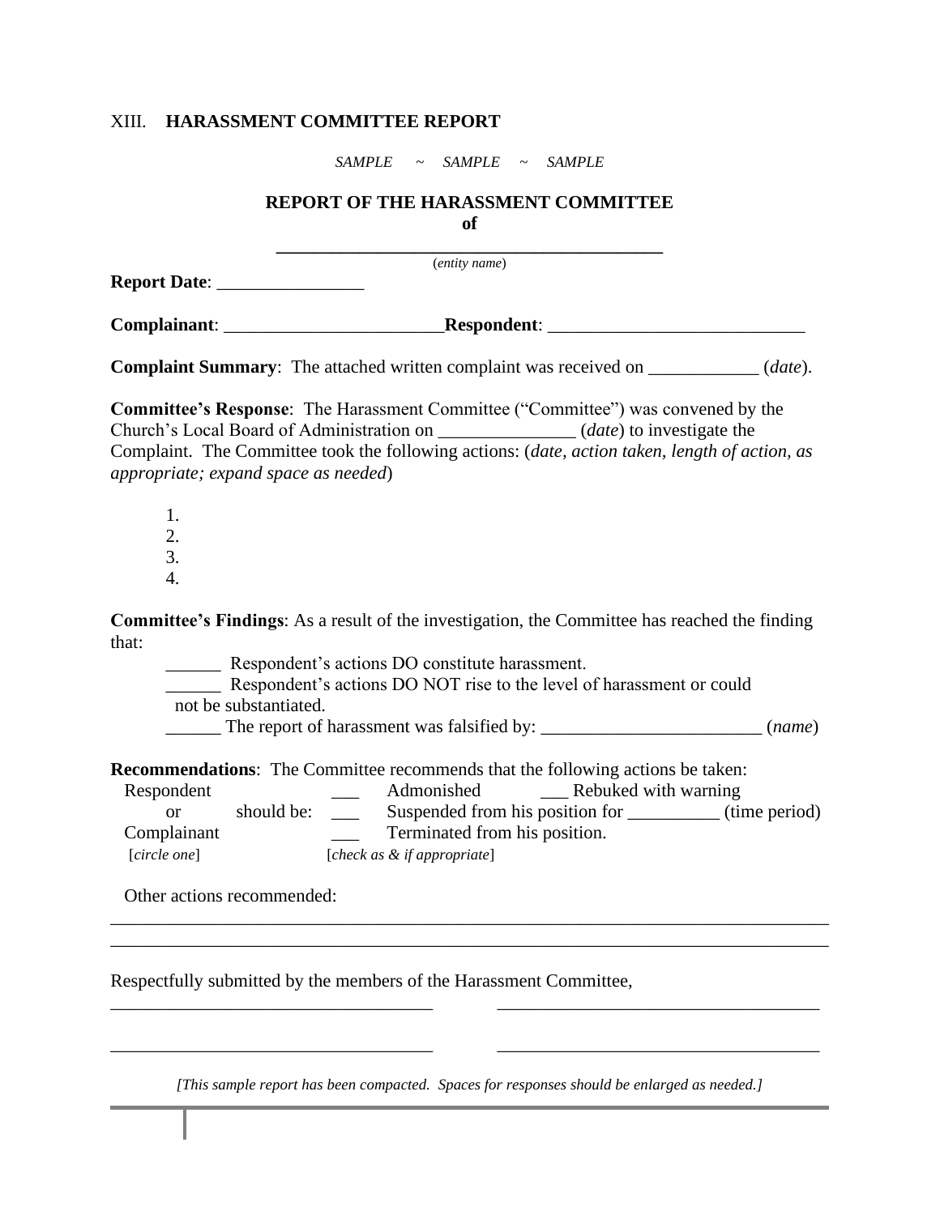## XIII. HARASSMENT COMMITTEE REPORT

*SAMPLE ~ SAMPLE ~ SAMPLE*

**REPORT OF THE HARASSMENT COMMITTEE**
**of**

**_________________________________________**
(*entity name*)

**Report Date**: ________________

**Complainant**: ________________________ **Respondent**: ____________________________

**Complaint Summary**: The attached written complaint was received on ____________ (*date*).

**Committee's Response**: The Harassment Committee ("Committee") was convened by the Church's Local Board of Administration on _______________ (*date*) to investigate the Complaint. The Committee took the following actions: (*date, action taken, length of action, as appropriate; expand space as needed*)

1.
2.
3.
4.

**Committee's Findings**: As a result of the investigation, the Committee has reached the finding that:

______ Respondent's actions DO constitute harassment.

______ Respondent's actions DO NOT rise to the level of harassment or could not be substantiated.

______ The report of harassment was falsified by: ________________________ (*name*)

**Recommendations**: The Committee recommends that the following actions be taken:

Respondent or Complainant [*circle one*] should be: [*check as & if appropriate*]

___ Admonished ___ Rebuked with warning

___ Suspended from his position for __________ (time period)

___ Terminated from his position.

Other actions recommended:

________________________________________________________________________________

________________________________________________________________________________

Respectfully submitted by the members of the Harassment Committee,

____________________________________ ____________________________________

____________________________________ ____________________________________

*[This sample report has been compacted. Spaces for responses should be enlarged as needed.]*